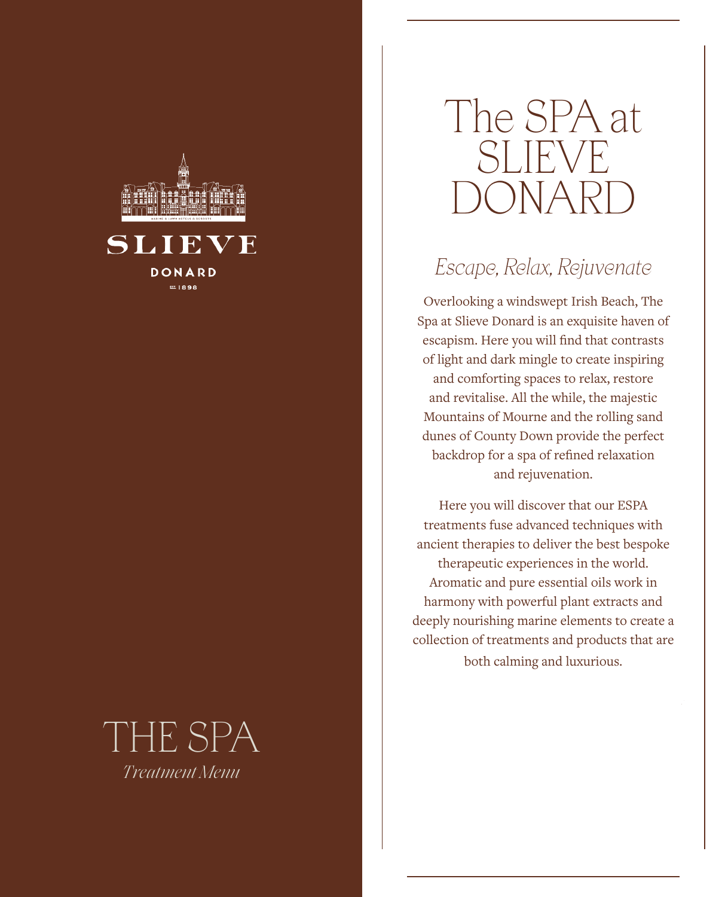SLIEVE

DONARD

EST 1898

# THE SPA

*Treatment Menu*

# The SPA at SLIEVE DONARD

## *Escape, Relax, Rejuvenate*

Overlooking a windswept Irish Beach, The Spa at Slieve Donard is an exquisite haven of escapism. Here you will find that contrasts of light and dark mingle to create inspiring and comforting spaces to relax, restore and revitalise. All the while, the majestic Mountains of Mourne and the rolling sand dunes of County Down provide the perfect backdrop for a spa of refined relaxation and rejuvenation.

Here you will discover that our ESPA treatments fuse advanced techniques with ancient therapies to deliver the best bespoke therapeutic experiences in the world. Aromatic and pure essential oils work in harmony with powerful plant extracts and deeply nourishing marine elements to create a collection of treatments and products that are both calming and luxurious.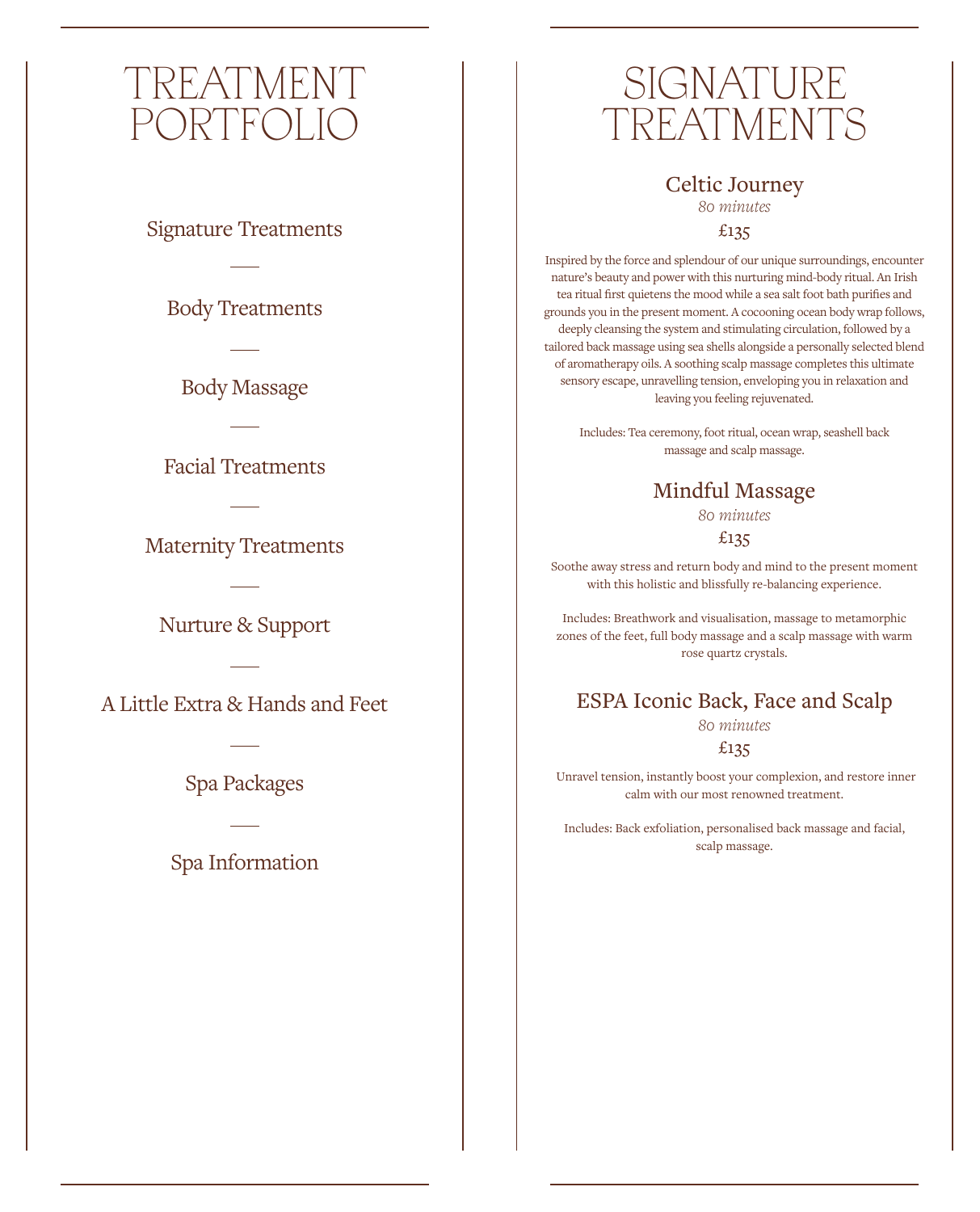# TREATMENT PORTFOLIO

Signature Treatments

Body Treatments

Body Massage

Facial Treatments

Maternity Treatments

Nurture & Support

A Little Extra & Hands and Feet

Spa Packages

Spa Information

# SIGNATURE TREATMENTS

## Celtic Journey

*80 minutes*

£135

Inspired by the force and splendour of our unique surroundings, encounter nature's beauty and power with this nurturing mind-body ritual. An Irish tea ritual first quietens the mood while a sea salt foot bath purifies and grounds you in the present moment. A cocooning ocean body wrap follows, deeply cleansing the system and stimulating circulation, followed by a tailored back massage using sea shells alongside a personally selected blend of aromatherapy oils. A soothing scalp massage completes this ultimate sensory escape, unravelling tension, enveloping you in relaxation and leaving you feeling rejuvenated.

Includes: Tea ceremony, foot ritual, ocean wrap, seashell back massage and scalp massage.

## Mindful Massage

*80 minutes*

£135

Soothe away stress and return body and mind to the present moment with this holistic and blissfully re-balancing experience.

Includes: Breathwork and visualisation, massage to metamorphic zones of the feet, full body massage and a scalp massage with warm rose quartz crystals.

## ESPA Iconic Back, Face and Scalp

*80 minutes*

£135

Unravel tension, instantly boost your complexion, and restore inner calm with our most renowned treatment.

Includes: Back exfoliation, personalised back massage and facial, scalp massage.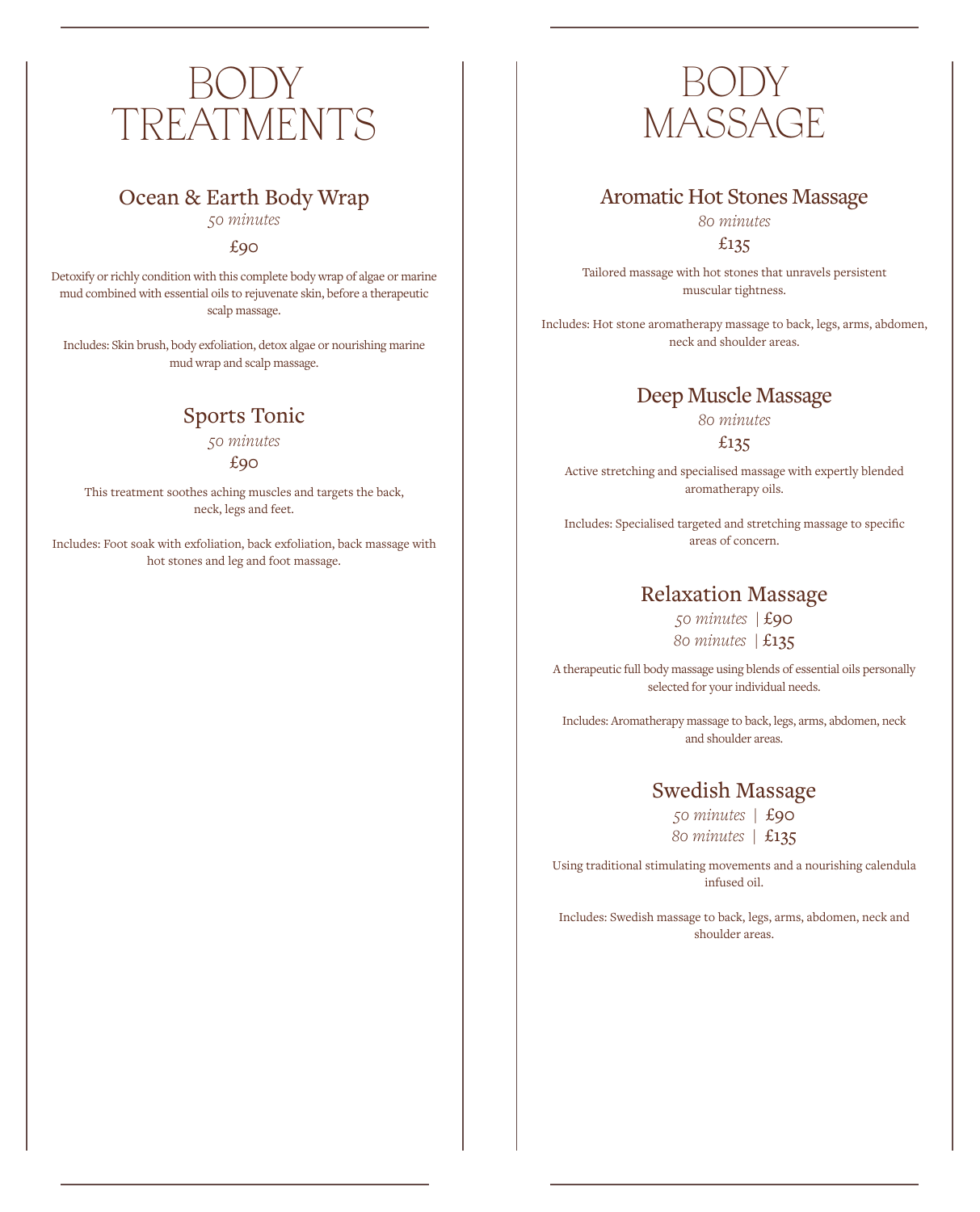# BODY TREATMENTS

## Ocean & Earth Body Wrap

*50 minutes*

£90

Detoxify or richly condition with this complete body wrap of algae or marine mud combined with essential oils to rejuvenate skin, before a therapeutic scalp massage.

Includes: Skin brush, body exfoliation, detox algae or nourishing marine mud wrap and scalp massage.

## Sports Tonic

*50 minutes*

£90

This treatment soothes aching muscles and targets the back, neck, legs and feet.

Includes: Foot soak with exfoliation, back exfoliation, back massage with hot stones and leg and foot massage.

# BODY MASSAGE

## Aromatic Hot Stones Massage

*80 minutes*

£135

Tailored massage with hot stones that unravels persistent muscular tightness.

Includes: Hot stone aromatherapy massage to back, legs, arms, abdomen, neck and shoulder areas.

## Deep Muscle Massage

*80 minutes*

£135

Active stretching and specialised massage with expertly blended aromatherapy oils.

Includes: Specialised targeted and stretching massage to specific areas of concern.

## Relaxation Massage

*50 minutes* | £90
*80 minutes* | £135

A therapeutic full body massage using blends of essential oils personally selected for your individual needs.

Includes: Aromatherapy massage to back, legs, arms, abdomen, neck and shoulder areas.

## Swedish Massage

*50 minutes* | £90
*80 minutes* | £135

Using traditional stimulating movements and a nourishing calendula infused oil.

Includes: Swedish massage to back, legs, arms, abdomen, neck and shoulder areas.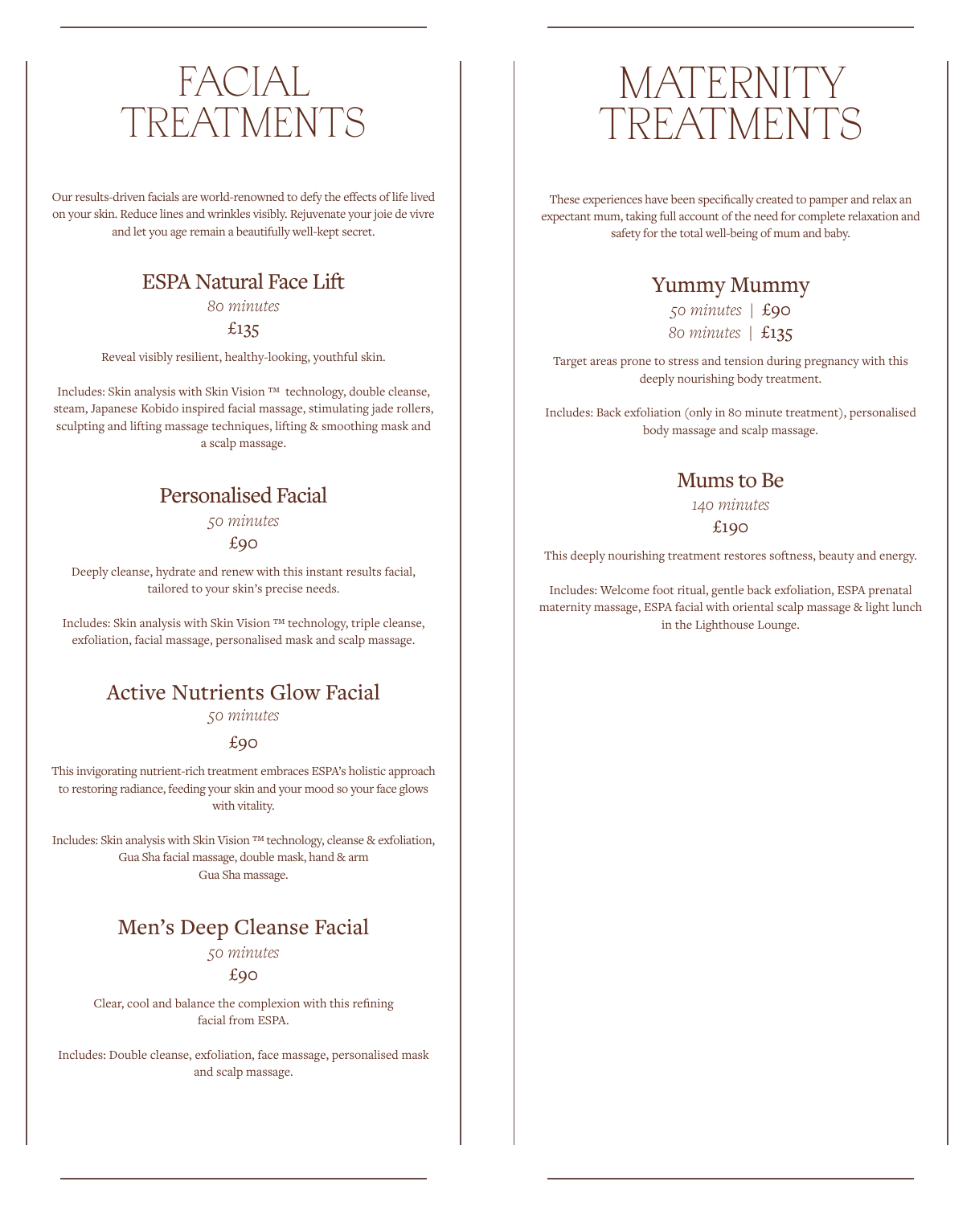# FACIAL TREATMENTS

Our results-driven facials are world-renowned to defy the effects of life lived on your skin. Reduce lines and wrinkles visibly. Rejuvenate your joie de vivre and let you age remain a beautifully well-kept secret.

## ESPA Natural Face Lift

*80 minutes*

£135

Reveal visibly resilient, healthy-looking, youthful skin.

Includes: Skin analysis with Skin Vision ™ technology, double cleanse, steam, Japanese Kobido inspired facial massage, stimulating jade rollers, sculpting and lifting massage techniques, lifting & smoothing mask and a scalp massage.

## Personalised Facial

*50 minutes*

£90

Deeply cleanse, hydrate and renew with this instant results facial, tailored to your skin's precise needs.

Includes: Skin analysis with Skin Vision ™ technology, triple cleanse, exfoliation, facial massage, personalised mask and scalp massage.

## Active Nutrients Glow Facial

*50 minutes*

£90

This invigorating nutrient-rich treatment embraces ESPA's holistic approach to restoring radiance, feeding your skin and your mood so your face glows with vitality.

Includes: Skin analysis with Skin Vision ™ technology, cleanse & exfoliation, Gua Sha facial massage, double mask, hand & arm Gua Sha massage.

## Men's Deep Cleanse Facial

*50 minutes*

£90

Clear, cool and balance the complexion with this refining facial from ESPA.

Includes: Double cleanse, exfoliation, face massage, personalised mask and scalp massage.

# MATERNITY TREATMENTS

These experiences have been specifically created to pamper and relax an expectant mum, taking full account of the need for complete relaxation and safety for the total well-being of mum and baby.

## Yummy Mummy

*50 minutes* | £90

*80 minutes* | £135

Target areas prone to stress and tension during pregnancy with this deeply nourishing body treatment.

Includes: Back exfoliation (only in 80 minute treatment), personalised body massage and scalp massage.

## Mums to Be

*140 minutes*

£190

This deeply nourishing treatment restores softness, beauty and energy.

Includes: Welcome foot ritual, gentle back exfoliation, ESPA prenatal maternity massage, ESPA facial with oriental scalp massage & light lunch in the Lighthouse Lounge.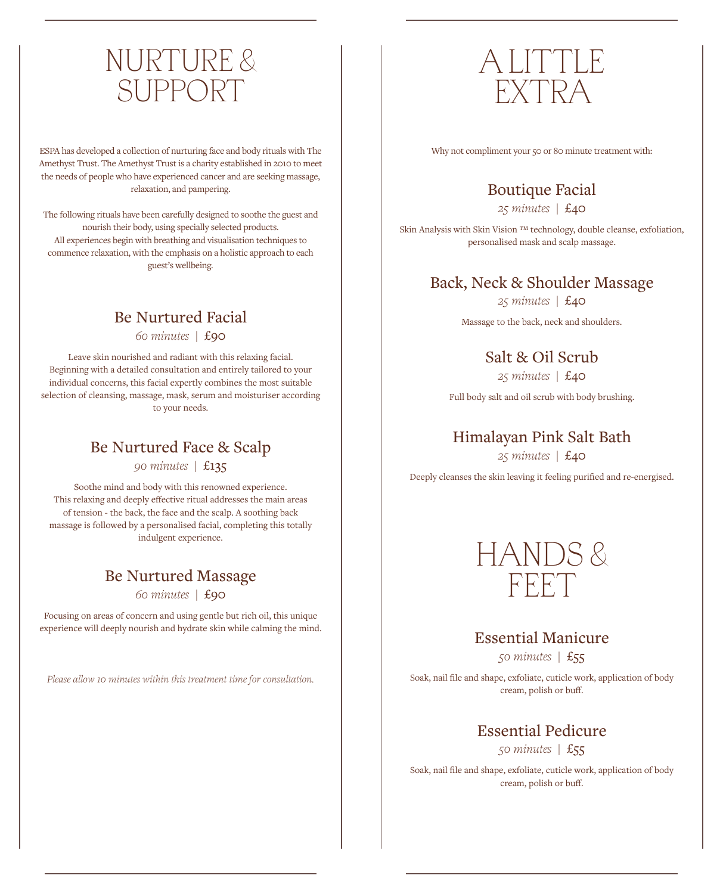# NURTURE & SUPPORT

ESPA has developed a collection of nurturing face and body rituals with The Amethyst Trust. The Amethyst Trust is a charity established in 2010 to meet the needs of people who have experienced cancer and are seeking massage, relaxation, and pampering.

The following rituals have been carefully designed to soothe the guest and nourish their body, using specially selected products.
All experiences begin with breathing and visualisation techniques to commence relaxation, with the emphasis on a holistic approach to each guest's wellbeing.

## Be Nurtured Facial

*60 minutes* | £90

Leave skin nourished and radiant with this relaxing facial. Beginning with a detailed consultation and entirely tailored to your individual concerns, this facial expertly combines the most suitable selection of cleansing, massage, mask, serum and moisturiser according to your needs.

## Be Nurtured Face & Scalp

*90 minutes* | £135

Soothe mind and body with this renowned experience.
This relaxing and deeply effective ritual addresses the main areas of tension - the back, the face and the scalp. A soothing back massage is followed by a personalised facial, completing this totally indulgent experience.

## Be Nurtured Massage

*60 minutes* | £90

Focusing on areas of concern and using gentle but rich oil, this unique experience will deeply nourish and hydrate skin while calming the mind.

*Please allow 10 minutes within this treatment time for consultation.*

# A LITTLE EXTRA

Why not compliment your 50 or 80 minute treatment with:

## Boutique Facial

*25 minutes* | £40

Skin Analysis with Skin Vision ™ technology, double cleanse, exfoliation, personalised mask and scalp massage.

## Back, Neck & Shoulder Massage

*25 minutes* | £40

Massage to the back, neck and shoulders.

## Salt & Oil Scrub

*25 minutes* | £40

Full body salt and oil scrub with body brushing.

## Himalayan Pink Salt Bath

*25 minutes* | £40

Deeply cleanses the skin leaving it feeling purified and re-energised.

# HANDS & FEET

## Essential Manicure

*50 minutes* | £55

Soak, nail file and shape, exfoliate, cuticle work, application of body cream, polish or buff.

## Essential Pedicure

*50 minutes* | £55

Soak, nail file and shape, exfoliate, cuticle work, application of body cream, polish or buff.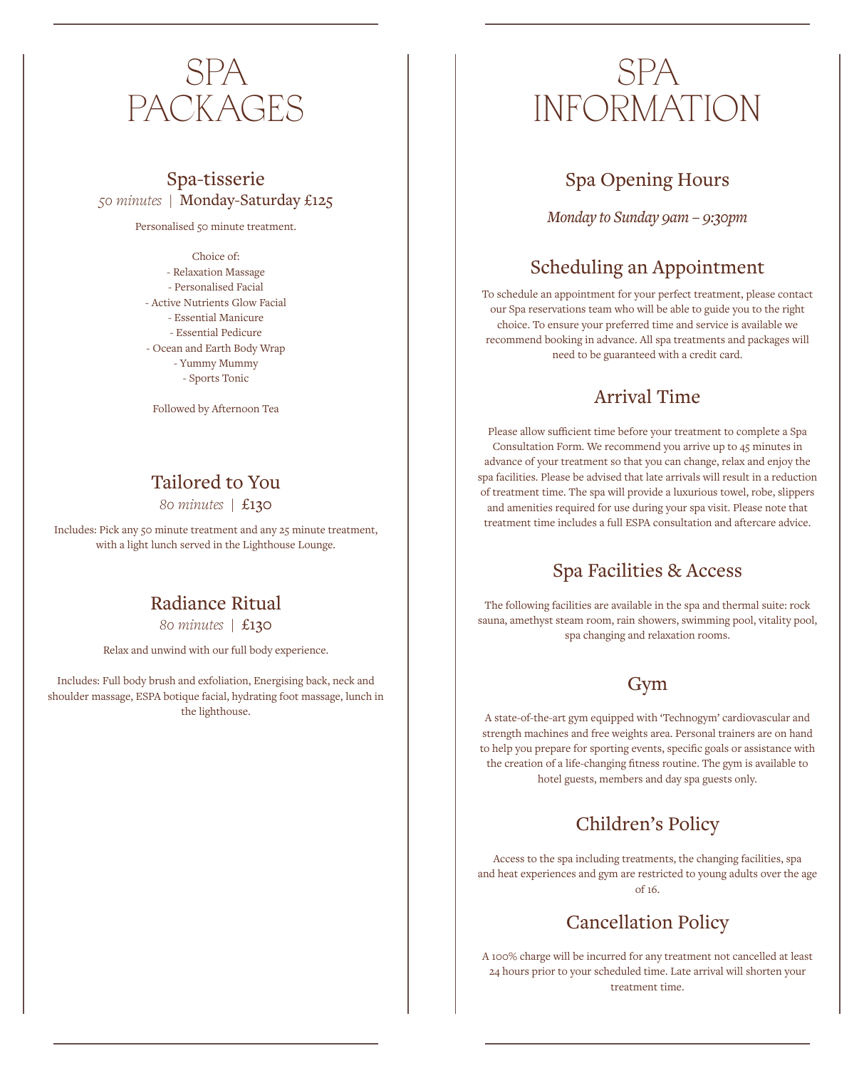# SPA PACKAGES

## Spa-tisserie

*50 minutes* | Monday-Saturday £125

Personalised 50 minute treatment.

Choice of:
- Relaxation Massage
- Personalised Facial
- Active Nutrients Glow Facial
- Essential Manicure
- Essential Pedicure
- Ocean and Earth Body Wrap
- Yummy Mummy
- Sports Tonic

Followed by Afternoon Tea

## Tailored to You

*80 minutes* | £130

Includes: Pick any 50 minute treatment and any 25 minute treatment, with a light lunch served in the Lighthouse Lounge.

## Radiance Ritual

*80 minutes* | £130

Relax and unwind with our full body experience.

Includes: Full body brush and exfoliation, Energising back, neck and shoulder massage, ESPA botique facial, hydrating foot massage, lunch in the lighthouse.

# SPA INFORMATION

## Spa Opening Hours

*Monday to Sunday 9am – 9:30pm*

## Scheduling an Appointment

To schedule an appointment for your perfect treatment, please contact our Spa reservations team who will be able to guide you to the right choice. To ensure your preferred time and service is available we recommend booking in advance. All spa treatments and packages will need to be guaranteed with a credit card.

## Arrival Time

Please allow sufficient time before your treatment to complete a Spa Consultation Form. We recommend you arrive up to 45 minutes in advance of your treatment so that you can change, relax and enjoy the spa facilities. Please be advised that late arrivals will result in a reduction of treatment time. The spa will provide a luxurious towel, robe, slippers and amenities required for use during your spa visit. Please note that treatment time includes a full ESPA consultation and aftercare advice.

## Spa Facilities & Access

The following facilities are available in the spa and thermal suite: rock sauna, amethyst steam room, rain showers, swimming pool, vitality pool, spa changing and relaxation rooms.

## Gym

A state-of-the-art gym equipped with 'Technogym' cardiovascular and strength machines and free weights area. Personal trainers are on hand to help you prepare for sporting events, specific goals or assistance with the creation of a life-changing fitness routine. The gym is available to hotel guests, members and day spa guests only.

## Children's Policy

Access to the spa including treatments, the changing facilities, spa and heat experiences and gym are restricted to young adults over the age of 16.

## Cancellation Policy

A 100% charge will be incurred for any treatment not cancelled at least 24 hours prior to your scheduled time. Late arrival will shorten your treatment time.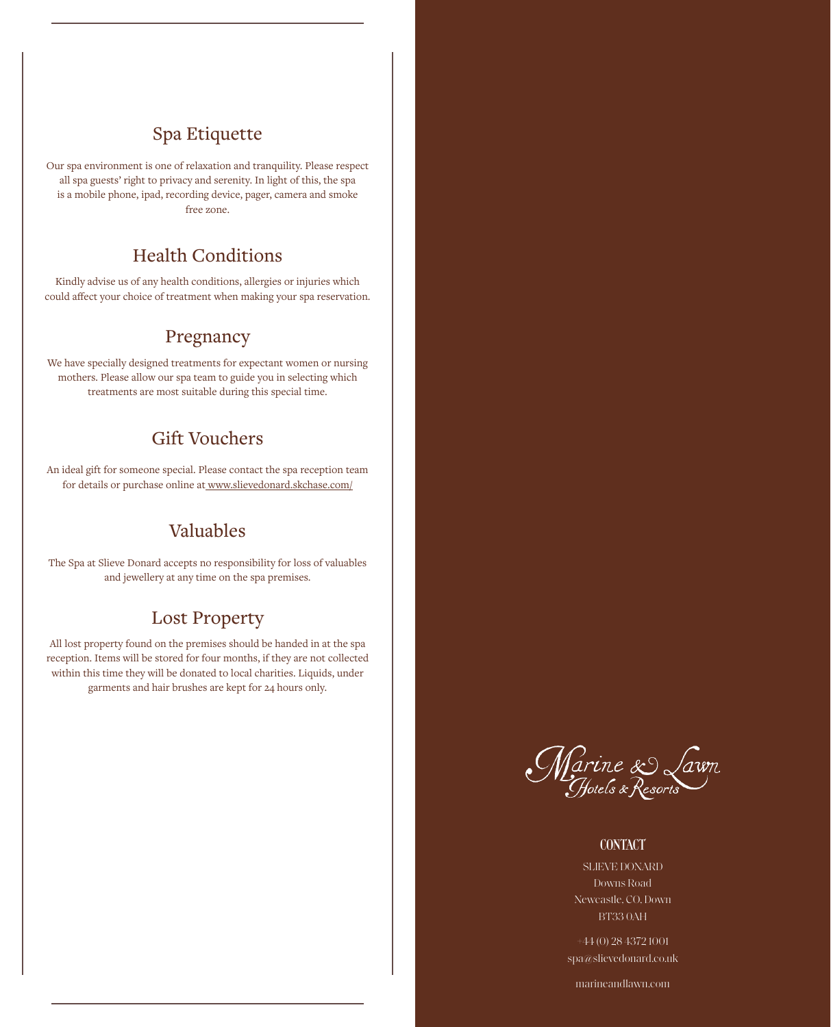## Spa Etiquette

Our spa environment is one of relaxation and tranquility. Please respect all spa guests' right to privacy and serenity. In light of this, the spa is a mobile phone, ipad, recording device, pager, camera and smoke free zone.

## Health Conditions

Kindly advise us of any health conditions, allergies or injuries which could affect your choice of treatment when making your spa reservation.

## Pregnancy

We have specially designed treatments for expectant women or nursing mothers. Please allow our spa team to guide you in selecting which treatments are most suitable during this special time.

## Gift Vouchers

An ideal gift for someone special. Please contact the spa reception team for details or purchase online at www.slievedonard.skchase.com/

## Valuables

The Spa at Slieve Donard accepts no responsibility for loss of valuables and jewellery at any time on the spa premises.

## Lost Property

All lost property found on the premises should be handed in at the spa reception. Items will be stored for four months, if they are not collected within this time they will be donated to local charities. Liquids, under garments and hair brushes are kept for 24 hours only.

Marine & Lawn Hotels & Resorts

### CONTACT

SLIEVE DONARD
Downs Road
Newcastle, CO. Down
BT33 0AH

+44 (0) 28 4372 1001
spa@slievedonard.co.uk

marineandlawn.com